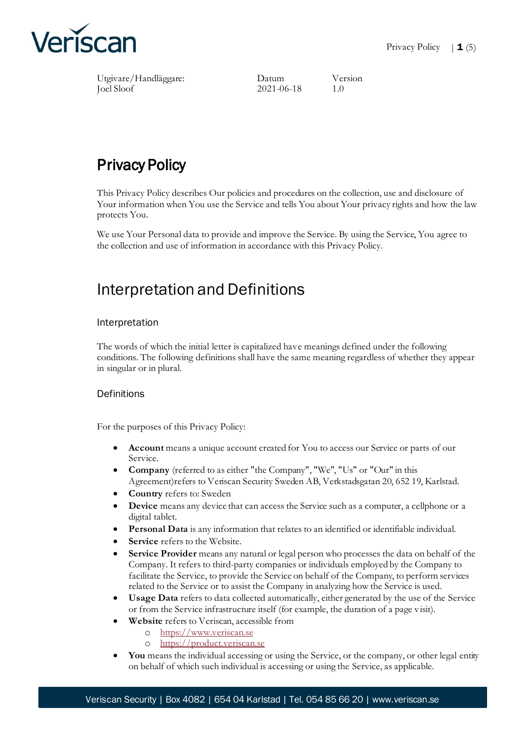| Utgivare/Handläggare: | Datum | Version |
|---|---|---|
| Joel Sloof | 2021-06-18 | 1.0 |

# Privacy Policy

This Privacy Policy describes Our policies and procedures on the collection, use and disclosure of Your information when You use the Service and tells You about Your privacy rights and how the law protects You.

We use Your Personal data to provide and improve the Service. By using the Service, You agree to the collection and use of information in accordance with this Privacy Policy.

## Interpretation and Definitions

### Interpretation

The words of which the initial letter is capitalized have meanings defined under the following conditions. The following definitions shall have the same meaning regardless of whether they appear in singular or in plural.

### Definitions

For the purposes of this Privacy Policy:

- **Account** means a unique account created for You to access our Service or parts of our Service.
- **Company** (referred to as either "the Company", "We", "Us" or "Our" in this Agreement)refers to Veriscan Security Sweden AB, Verkstadsgatan 20, 652 19, Karlstad.
- **Country** refers to: Sweden
- **Device** means any device that can access the Service such as a computer, a cellphone or a digital tablet.
- **Personal Data** is any information that relates to an identified or identifiable individual.
- **Service** refers to the Website.
- **Service Provider** means any natural or legal person who processes the data on behalf of the Company. It refers to third-party companies or individuals employed by the Company to facilitate the Service, to provide the Service on behalf of the Company, to perform services related to the Service or to assist the Company in analyzing how the Service is used.
- **Usage Data** refers to data collected automatically, either generated by the use of the Service or from the Service infrastructure itself (for example, the duration of a page visit).
- **Website** refers to Veriscan, accessible from
    - https://www.veriscan.se
    - https://product.veriscan.se
- **You** means the individual accessing or using the Service, or the company, or other legal entity on behalf of which such individual is accessing or using the Service, as applicable.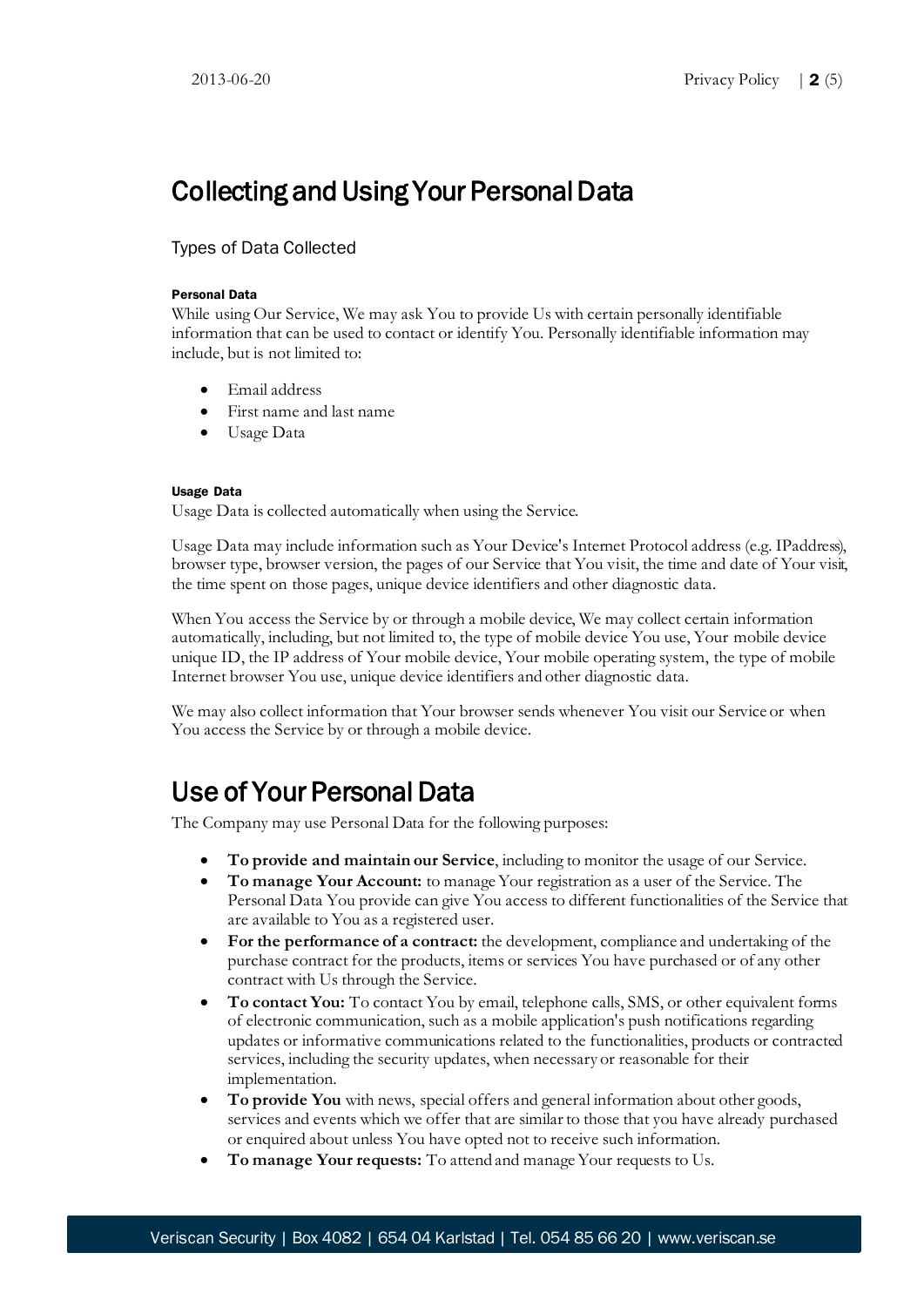# Collecting and Using Your Personal Data

## Types of Data Collected

#### Personal Data

While using Our Service, We may ask You to provide Us with certain personally identifiable information that can be used to contact or identify You. Personally identifiable information may include, but is not limited to:

- Email address
- First name and last name
- Usage Data

#### Usage Data

Usage Data is collected automatically when using the Service.

Usage Data may include information such as Your Device's Internet Protocol address (e.g. IPaddress), browser type, browser version, the pages of our Service that You visit, the time and date of Your visit, the time spent on those pages, unique device identifiers and other diagnostic data.

When You access the Service by or through a mobile device, We may collect certain information automatically, including, but not limited to, the type of mobile device You use, Your mobile device unique ID, the IP address of Your mobile device, Your mobile operating system, the type of mobile Internet browser You use, unique device identifiers and other diagnostic data.

We may also collect information that Your browser sends whenever You visit our Service or when You access the Service by or through a mobile device.

# Use of Your Personal Data

The Company may use Personal Data for the following purposes:

- **To provide and maintain our Service**, including to monitor the usage of our Service.
- **To manage Your Account:** to manage Your registration as a user of the Service. The Personal Data You provide can give You access to different functionalities of the Service that are available to You as a registered user.
- **For the performance of a contract:** the development, compliance and undertaking of the purchase contract for the products, items or services You have purchased or of any other contract with Us through the Service.
- **To contact You:** To contact You by email, telephone calls, SMS, or other equivalent forms of electronic communication, such as a mobile application's push notifications regarding updates or informative communications related to the functionalities, products or contracted services, including the security updates, when necessary or reasonable for their implementation.
- **To provide You** with news, special offers and general information about other goods, services and events which we offer that are similar to those that you have already purchased or enquired about unless You have opted not to receive such information.
- **To manage Your requests:** To attend and manage Your requests to Us.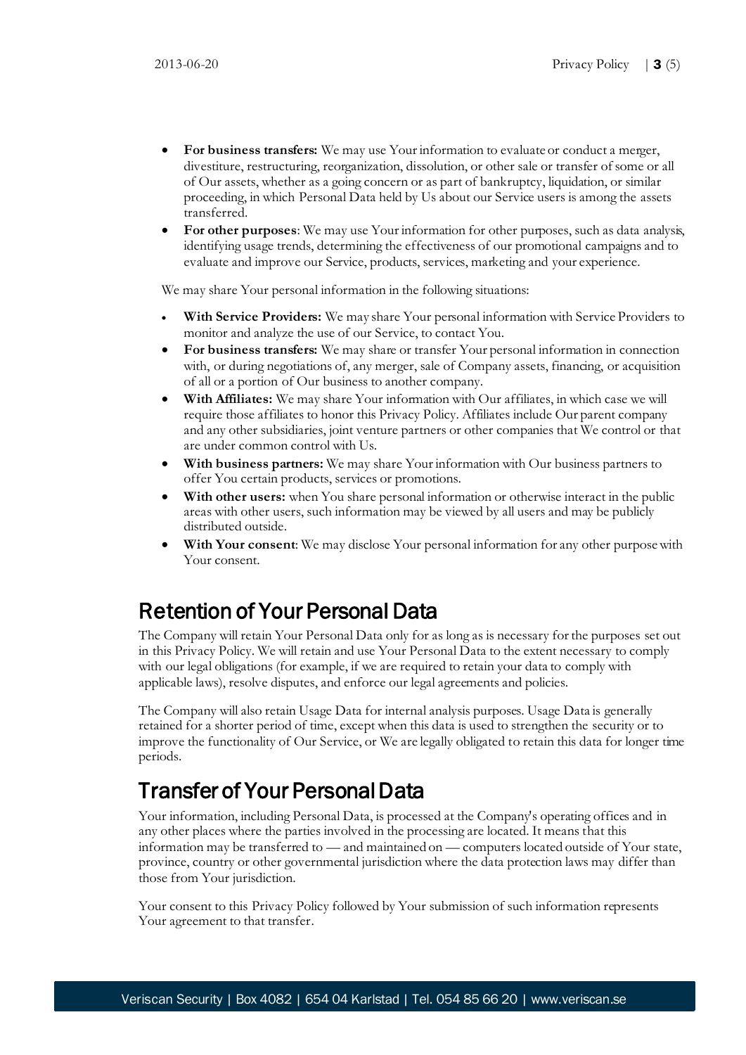- **For business transfers:** We may use Your information to evaluate or conduct a merger, divestiture, restructuring, reorganization, dissolution, or other sale or transfer of some or all of Our assets, whether as a going concern or as part of bankruptcy, liquidation, or similar proceeding, in which Personal Data held by Us about our Service users is among the assets transferred.
- **For other purposes**: We may use Your information for other purposes, such as data analysis, identifying usage trends, determining the effectiveness of our promotional campaigns and to evaluate and improve our Service, products, services, marketing and your experience.

We may share Your personal information in the following situations:

- **With Service Providers:** We may share Your personal information with Service Providers to monitor and analyze the use of our Service, to contact You.
- **For business transfers:** We may share or transfer Your personal information in connection with, or during negotiations of, any merger, sale of Company assets, financing, or acquisition of all or a portion of Our business to another company.
- **With Affiliates:** We may share Your information with Our affiliates, in which case we will require those affiliates to honor this Privacy Policy. Affiliates include Our parent company and any other subsidiaries, joint venture partners or other companies that We control or that are under common control with Us.
- **With business partners:** We may share Your information with Our business partners to offer You certain products, services or promotions.
- **With other users:** when You share personal information or otherwise interact in the public areas with other users, such information may be viewed by all users and may be publicly distributed outside.
- **With Your consent**: We may disclose Your personal information for any other purpose with Your consent.

## Retention of Your Personal Data

The Company will retain Your Personal Data only for as long as is necessary for the purposes set out in this Privacy Policy. We will retain and use Your Personal Data to the extent necessary to comply with our legal obligations (for example, if we are required to retain your data to comply with applicable laws), resolve disputes, and enforce our legal agreements and policies.

The Company will also retain Usage Data for internal analysis purposes. Usage Data is generally retained for a shorter period of time, except when this data is used to strengthen the security or to improve the functionality of Our Service, or We are legally obligated to retain this data for longer time periods.

## Transfer of Your Personal Data

Your information, including Personal Data, is processed at the Company's operating offices and in any other places where the parties involved in the processing are located. It means that this information may be transferred to — and maintained on — computers located outside of Your state, province, country or other governmental jurisdiction where the data protection laws may differ than those from Your jurisdiction.

Your consent to this Privacy Policy followed by Your submission of such information represents Your agreement to that transfer.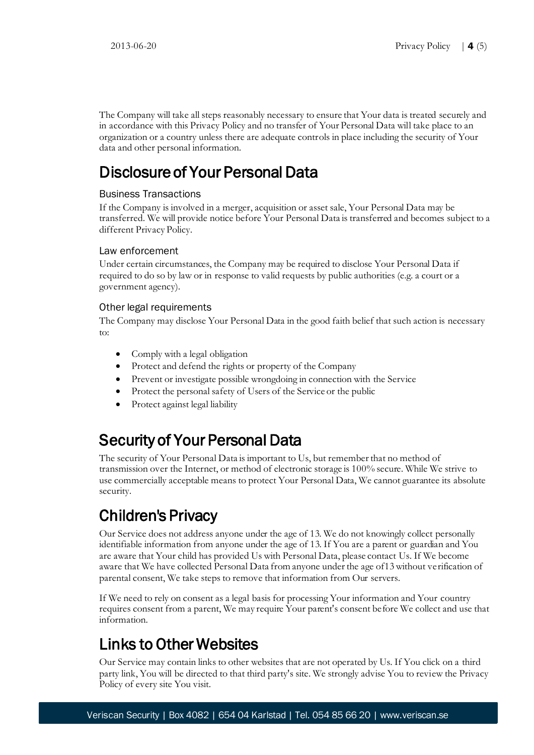The Company will take all steps reasonably necessary to ensure that Your data is treated securely and in accordance with this Privacy Policy and no transfer of Your Personal Data will take place to an organization or a country unless there are adequate controls in place including the security of Your data and other personal information.

# Disclosure of Your Personal Data

### Business Transactions

If the Company is involved in a merger, acquisition or asset sale, Your Personal Data may be transferred. We will provide notice before Your Personal Data is transferred and becomes subject to a different Privacy Policy.

### Law enforcement

Under certain circumstances, the Company may be required to disclose Your Personal Data if required to do so by law or in response to valid requests by public authorities (e.g. a court or a government agency).

### Other legal requirements

The Company may disclose Your Personal Data in the good faith belief that such action is necessary to:

- Comply with a legal obligation
- Protect and defend the rights or property of the Company
- Prevent or investigate possible wrongdoing in connection with the Service
- Protect the personal safety of Users of the Service or the public
- Protect against legal liability

# Security of Your Personal Data

The security of Your Personal Data is important to Us, but remember that no method of transmission over the Internet, or method of electronic storage is 100% secure. While We strive to use commercially acceptable means to protect Your Personal Data, We cannot guarantee its absolute security.

# Children's Privacy

Our Service does not address anyone under the age of 13. We do not knowingly collect personally identifiable information from anyone under the age of 13. If You are a parent or guardian and You are aware that Your child has provided Us with Personal Data, please contact Us. If We become aware that We have collected Personal Data from anyone under the age of13 without verification of parental consent, We take steps to remove that information from Our servers.

If We need to rely on consent as a legal basis for processing Your information and Your country requires consent from a parent, We may require Your parent's consent before We collect and use that information.

# Links to Other Websites

Our Service may contain links to other websites that are not operated by Us. If You click on a third party link, You will be directed to that third party's site. We strongly advise You to review the Privacy Policy of every site You visit.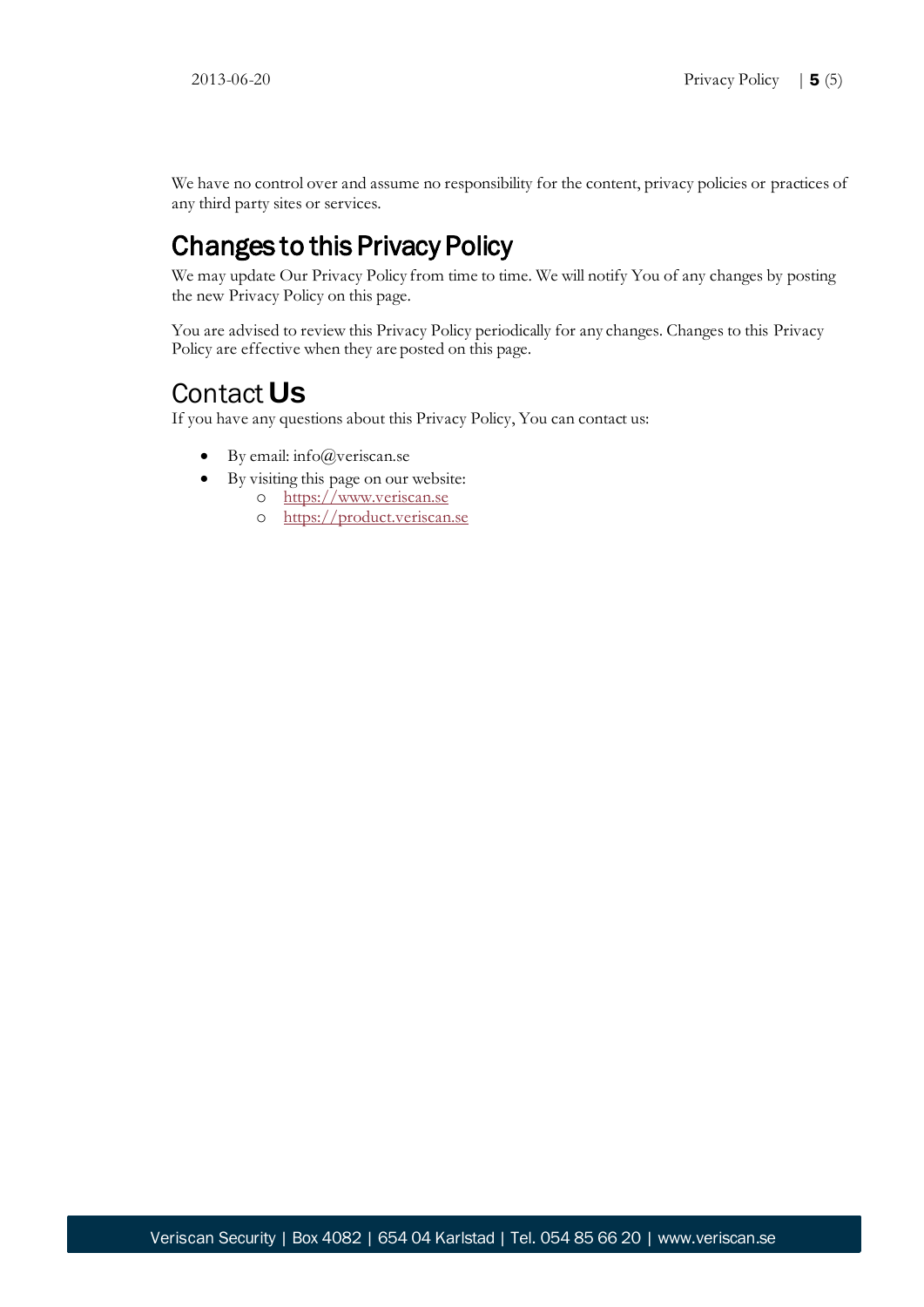We have no control over and assume no responsibility for the content, privacy policies or practices of any third party sites or services.

## Changes to this Privacy Policy

We may update Our Privacy Policy from time to time. We will notify You of any changes by posting the new Privacy Policy on this page.

You are advised to review this Privacy Policy periodically for any changes. Changes to this Privacy Policy are effective when they are posted on this page.

## Contact **Us**

If you have any questions about this Privacy Policy, You can contact us:

- By email: info@veriscan.se
- By visiting this page on our website:
  - https://www.veriscan.se
  - https://product.veriscan.se